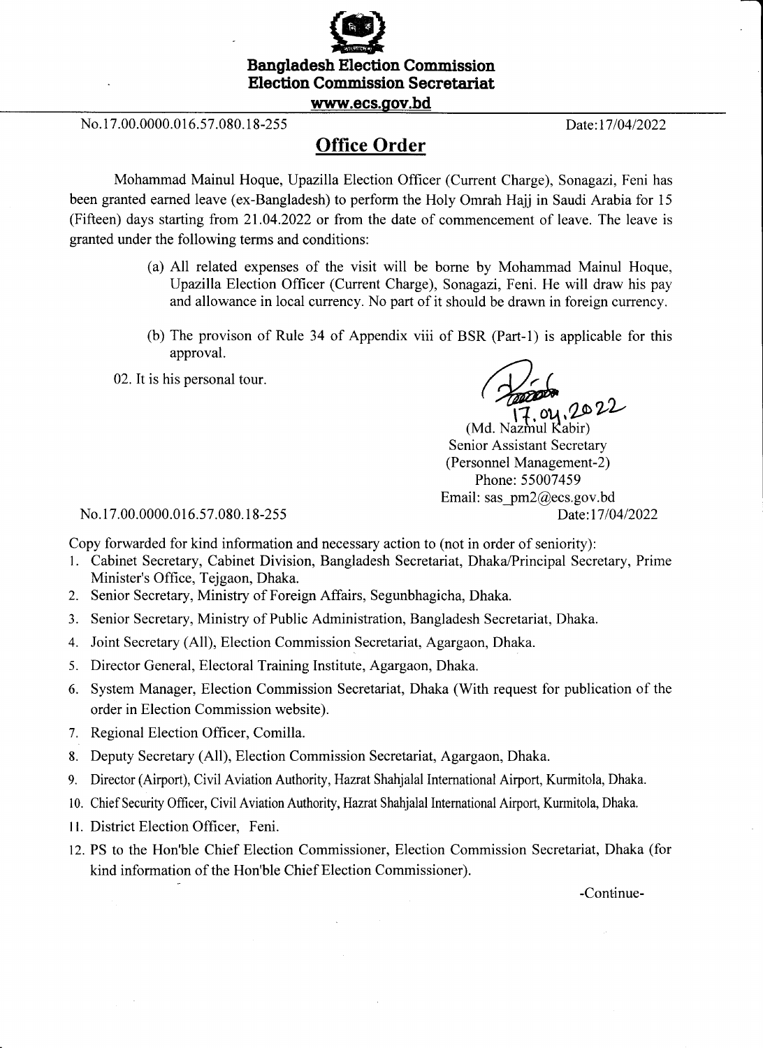**Bangladesh Election Commission**
**Election Commission Secretariat**
**www.ecs.gov.bd**

No.17.00.0000.016.57.080.18-255 Date:17/04/2022

# Office Order

Mohammad Mainul Hoque, Upazilla Election Officer (Current Charge), Sonagazi, Feni has been granted earned leave (ex-Bangladesh) to perform the Holy Omrah Hajj in Saudi Arabia for 15 (Fifteen) days starting from 21.04.2022 or from the date of commencement of leave. The leave is granted under the following terms and conditions:

(a) All related expenses of the visit will be borne by Mohammad Mainul Hoque, Upazilla Election Officer (Current Charge), Sonagazi, Feni. He will draw his pay and allowance in local currency. No part of it should be drawn in foreign currency.

(b) The provison of Rule 34 of Appendix viii of BSR (Part-1) is applicable for this approval.

02. It is his personal tour.

17.04.2022
(Md. Nazmul Kabir)
Senior Assistant Secretary
(Personnel Management-2)
Phone: 55007459
Email: sas_pm2@ecs.gov.bd

No.17.00.0000.016.57.080.18-255 Date:17/04/2022

Copy forwarded for kind information and necessary action to (not in order of seniority):

1. Cabinet Secretary, Cabinet Division, Bangladesh Secretariat, Dhaka/Principal Secretary, Prime Minister's Office, Tejgaon, Dhaka.
2. Senior Secretary, Ministry of Foreign Affairs, Segunbhagicha, Dhaka.
3. Senior Secretary, Ministry of Public Administration, Bangladesh Secretariat, Dhaka.
4. Joint Secretary (All), Election Commission Secretariat, Agargaon, Dhaka.
5. Director General, Electoral Training Institute, Agargaon, Dhaka.
6. System Manager, Election Commission Secretariat, Dhaka (With request for publication of the order in Election Commission website).
7. Regional Election Officer, Comilla.
8. Deputy Secretary (All), Election Commission Secretariat, Agargaon, Dhaka.
9. Director (Airport), Civil Aviation Authority, Hazrat Shahjalal International Airport, Kurmitola, Dhaka.
10. Chief Security Officer, Civil Aviation Authority, Hazrat Shahjalal International Airport, Kurmitola, Dhaka.
11. District Election Officer, Feni.
12. PS to the Hon'ble Chief Election Commissioner, Election Commission Secretariat, Dhaka (for kind information of the Hon'ble Chief Election Commissioner).

-Continue-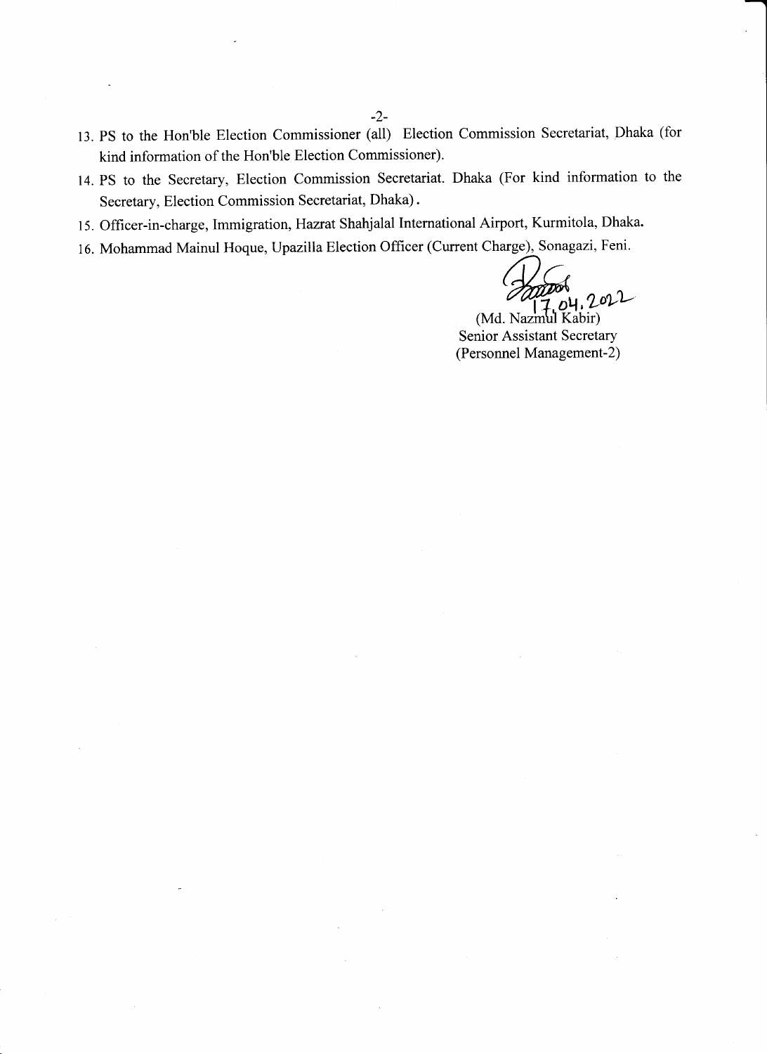13. PS to the Hon'ble Election Commissioner (all) Election Commission Secretariat, Dhaka (for kind information of the Hon'ble Election Commissioner).
14. PS to the Secretary, Election Commission Secretariat. Dhaka (For kind information to the Secretary, Election Commission Secretariat, Dhaka).
15. Officer-in-charge, Immigration, Hazrat Shahjalal International Airport, Kurmitola, Dhaka.
16. Mohammad Mainul Hoque, Upazilla Election Officer (Current Charge), Sonagazi, Feni.

17.04.2022

(Md. Nazmul Kabir)
Senior Assistant Secretary
(Personnel Management-2)